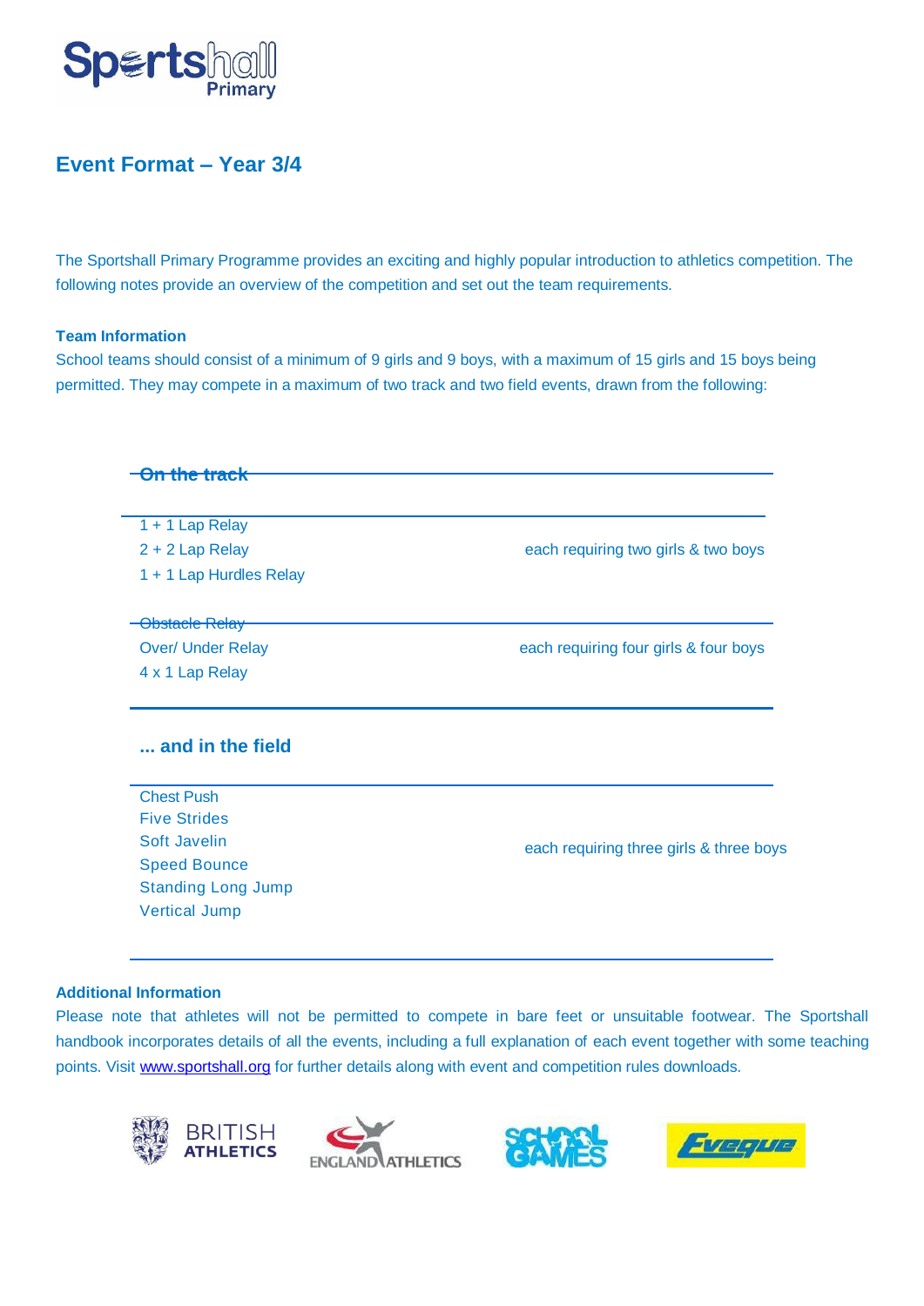Sportshall Primary

## Event Format – Year 3/4

The Sportshall Primary Programme provides an exciting and highly popular introduction to athletics competition. The following notes provide an overview of the competition and set out the team requirements.

**Team Information**

School teams should consist of a minimum of 9 girls and 9 boys, with a maximum of 15 girls and 15 boys being permitted. They may compete in a maximum of two track and two field events, drawn from the following:

### On the track

| Event | Requirement |
|---|---|
| 1 + 1 Lap Relay<br>2 + 2 Lap Relay<br>1 + 1 Lap Hurdles Relay | each requiring two girls & two boys |
| Obstacle Relay<br>Over/ Under Relay<br>4 x 1 Lap Relay | each requiring four girls & four boys |

### ... and in the field

| Event | Requirement |
|---|---|
| Chest Push<br>Five Strides<br>Soft Javelin<br>Speed Bounce<br>Standing Long Jump<br>Vertical Jump | each requiring three girls & three boys |

**Additional Information**

Please note that athletes will not be permitted to compete in bare feet or unsuitable footwear. The Sportshall handbook incorporates details of all the events, including a full explanation of each event together with some teaching points. Visit www.sportshall.org for further details along with event and competition rules downloads.

BRITISH ATHLETICS | ENGLAND ATHLETICS | SCHOOL GAMES | Eveque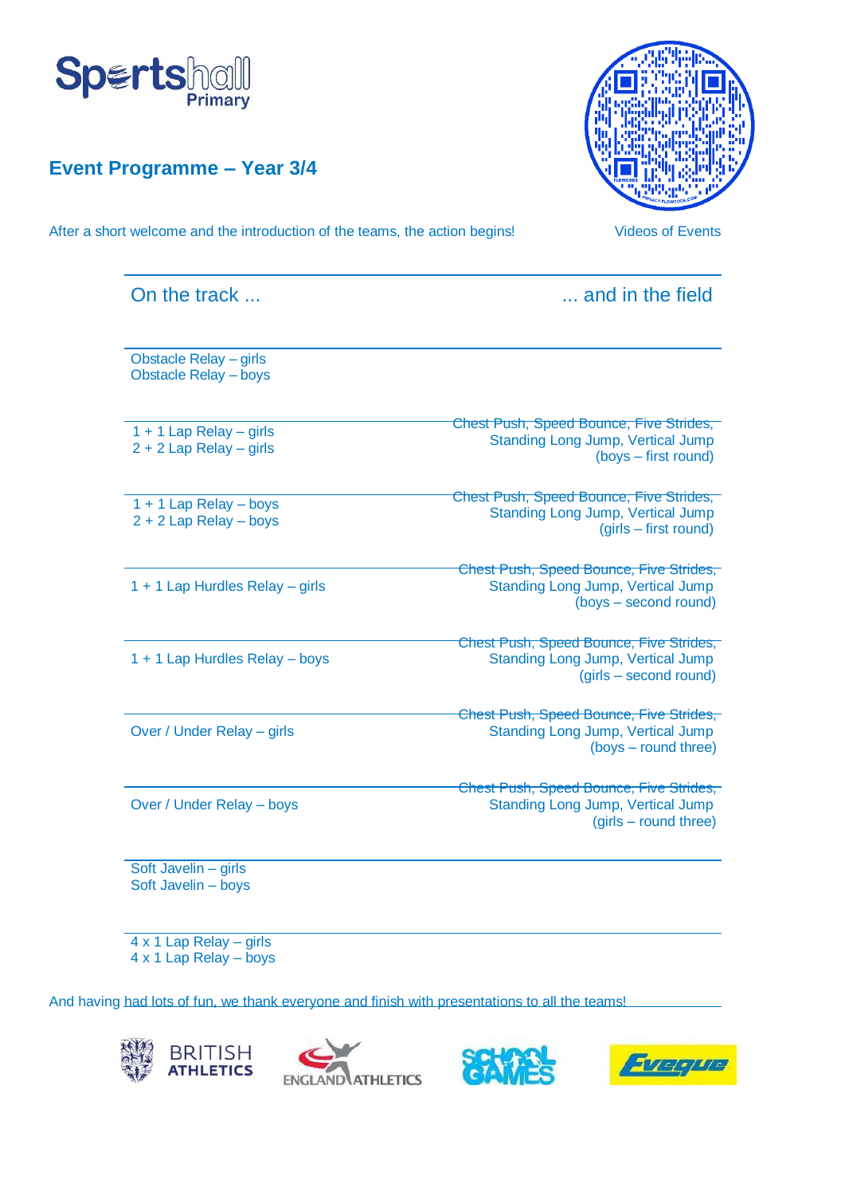Sportshall Primary

## Event Programme – Year 3/4

After a short welcome and the introduction of the teams, the action begins!

Videos of Events

| On the track ... | ... and in the field |
|---|---|
| Obstacle Relay – girls<br>Obstacle Relay – boys | |
| 1 + 1 Lap Relay – girls<br>2 + 2 Lap Relay – girls | Chest Push, Speed Bounce, Five Strides, Standing Long Jump, Vertical Jump (boys – first round) |
| 1 + 1 Lap Relay – boys<br>2 + 2 Lap Relay – boys | Chest Push, Speed Bounce, Five Strides, Standing Long Jump, Vertical Jump (girls – first round) |
| 1 + 1 Lap Hurdles Relay – girls | Chest Push, Speed Bounce, Five Strides, Standing Long Jump, Vertical Jump (boys – second round) |
| 1 + 1 Lap Hurdles Relay – boys | Chest Push, Speed Bounce, Five Strides, Standing Long Jump, Vertical Jump (girls – second round) |
| Over / Under Relay – girls | Chest Push, Speed Bounce, Five Strides, Standing Long Jump, Vertical Jump (boys – round three) |
| Over / Under Relay – boys | Chest Push, Speed Bounce, Five Strides, Standing Long Jump, Vertical Jump (girls – round three) |
| Soft Javelin – girls<br>Soft Javelin – boys | |
| 4 x 1 Lap Relay – girls<br>4 x 1 Lap Relay – boys | |

And having had lots of fun, we thank everyone and finish with presentations to all the teams!

BRITISH ATHLETICS    ENGLAND ATHLETICS    SCHOOL GAMES    Eveque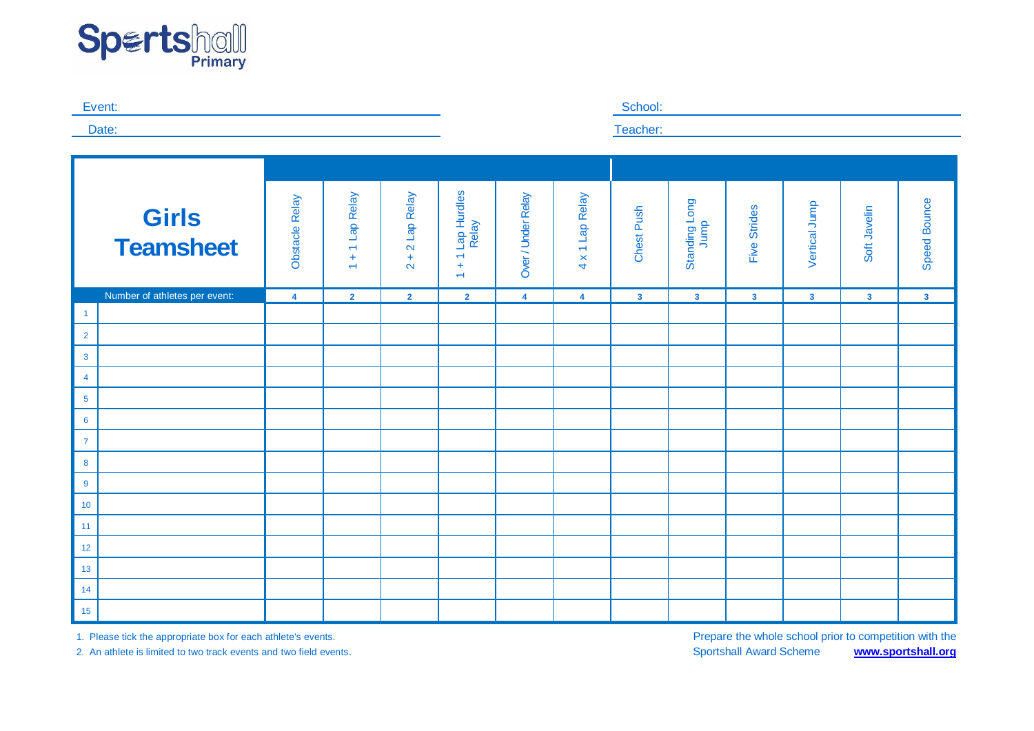Sportshall Primary

Event: 

Date: 

School: 

Teacher: 

| **Girls Teamsheet** | | Obstacle Relay | 1 + 1 Lap Relay | 2 + 2 Lap Relay | 1 + 1 Lap Hurdles Relay | Over / Under Relay | 4 x 1 Lap Relay | Chest Push | Standing Long Jump | Five Strides | Vertical Jump | Soft Javelin | Speed Bounce |
|---|---|---|---|---|---|---|---|---|---|---|---|---|---|
| Number of athletes per event: | | 4 | 2 | 2 | 2 | 4 | 4 | 3 | 3 | 3 | 3 | 3 | 3 |
| 1 | | | | | | | | | | | | | |
| 2 | | | | | | | | | | | | | |
| 3 | | | | | | | | | | | | | |
| 4 | | | | | | | | | | | | | |
| 5 | | | | | | | | | | | | | |
| 6 | | | | | | | | | | | | | |
| 7 | | | | | | | | | | | | | |
| 8 | | | | | | | | | | | | | |
| 9 | | | | | | | | | | | | | |
| 10 | | | | | | | | | | | | | |
| 11 | | | | | | | | | | | | | |
| 12 | | | | | | | | | | | | | |
| 13 | | | | | | | | | | | | | |
| 14 | | | | | | | | | | | | | |
| 15 | | | | | | | | | | | | | |

1. Please tick the appropriate box for each athlete's events.
2. An athlete is limited to two track events and two field events.

Prepare the whole school prior to competition with the Sportshall Award Scheme **www.sportshall.org**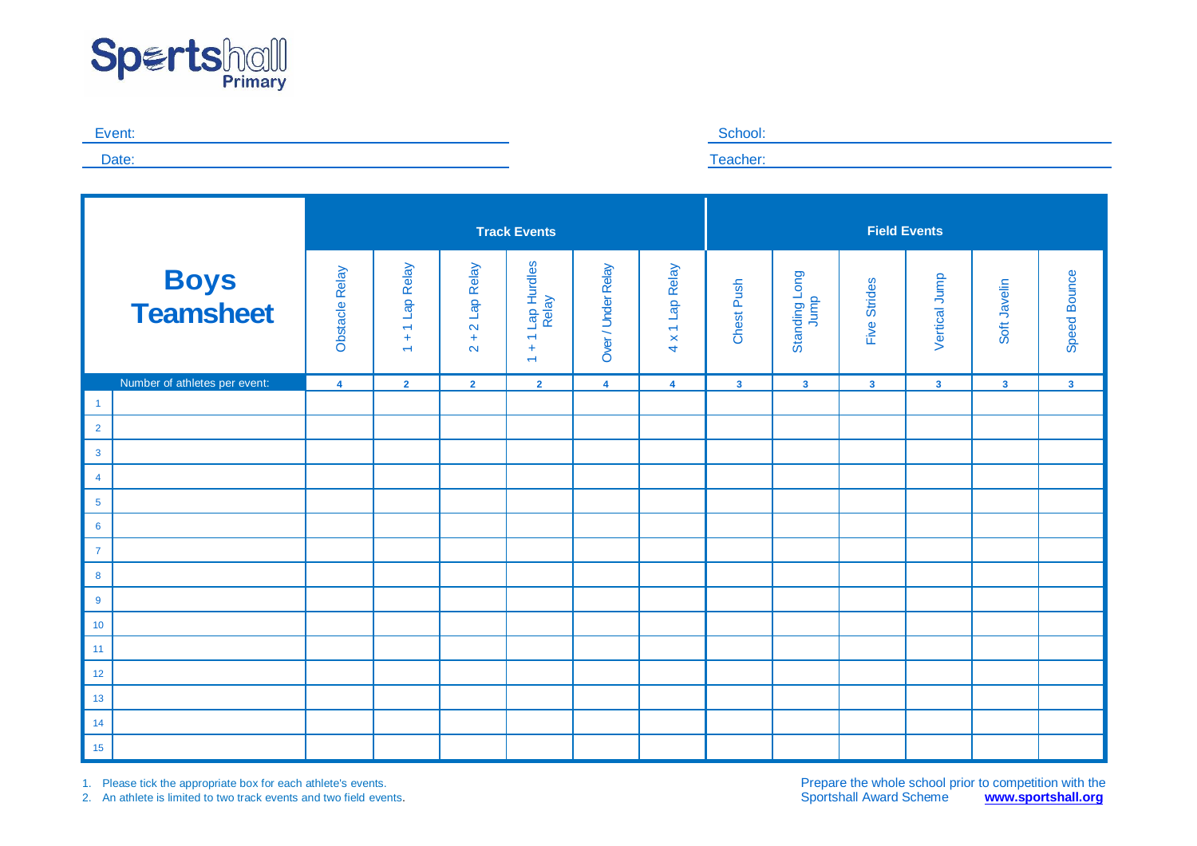Sportshall Primary

Event:

Date:

School:

Teacher:

| Boys Teamsheet | | Track Events | | | | | | Field Events | | | | | |
|---|---|---|---|---|---|---|---|---|---|---|---|---|---|
| | | Obstacle Relay | 1 + 1 Lap Relay | 2 + 2 Lap Relay | 1 + 1 Lap Hurdles Relay | Over / Under Relay | 4 x 1 Lap Relay | Chest Push | Standing Long Jump | Five Strides | Vertical Jump | Soft Javelin | Speed Bounce |
| Number of athletes per event: | | 4 | 2 | 2 | 2 | 4 | 4 | 3 | 3 | 3 | 3 | 3 | 3 |
| 1 | | | | | | | | | | | | | |
| 2 | | | | | | | | | | | | | |
| 3 | | | | | | | | | | | | | |
| 4 | | | | | | | | | | | | | |
| 5 | | | | | | | | | | | | | |
| 6 | | | | | | | | | | | | | |
| 7 | | | | | | | | | | | | | |
| 8 | | | | | | | | | | | | | |
| 9 | | | | | | | | | | | | | |
| 10 | | | | | | | | | | | | | |
| 11 | | | | | | | | | | | | | |
| 12 | | | | | | | | | | | | | |
| 13 | | | | | | | | | | | | | |
| 14 | | | | | | | | | | | | | |
| 15 | | | | | | | | | | | | | |

1. Please tick the appropriate box for each athlete's events.
2. An athlete is limited to two track events and two field events.

Prepare the whole school prior to competition with the Sportshall Award Scheme **www.sportshall.org**